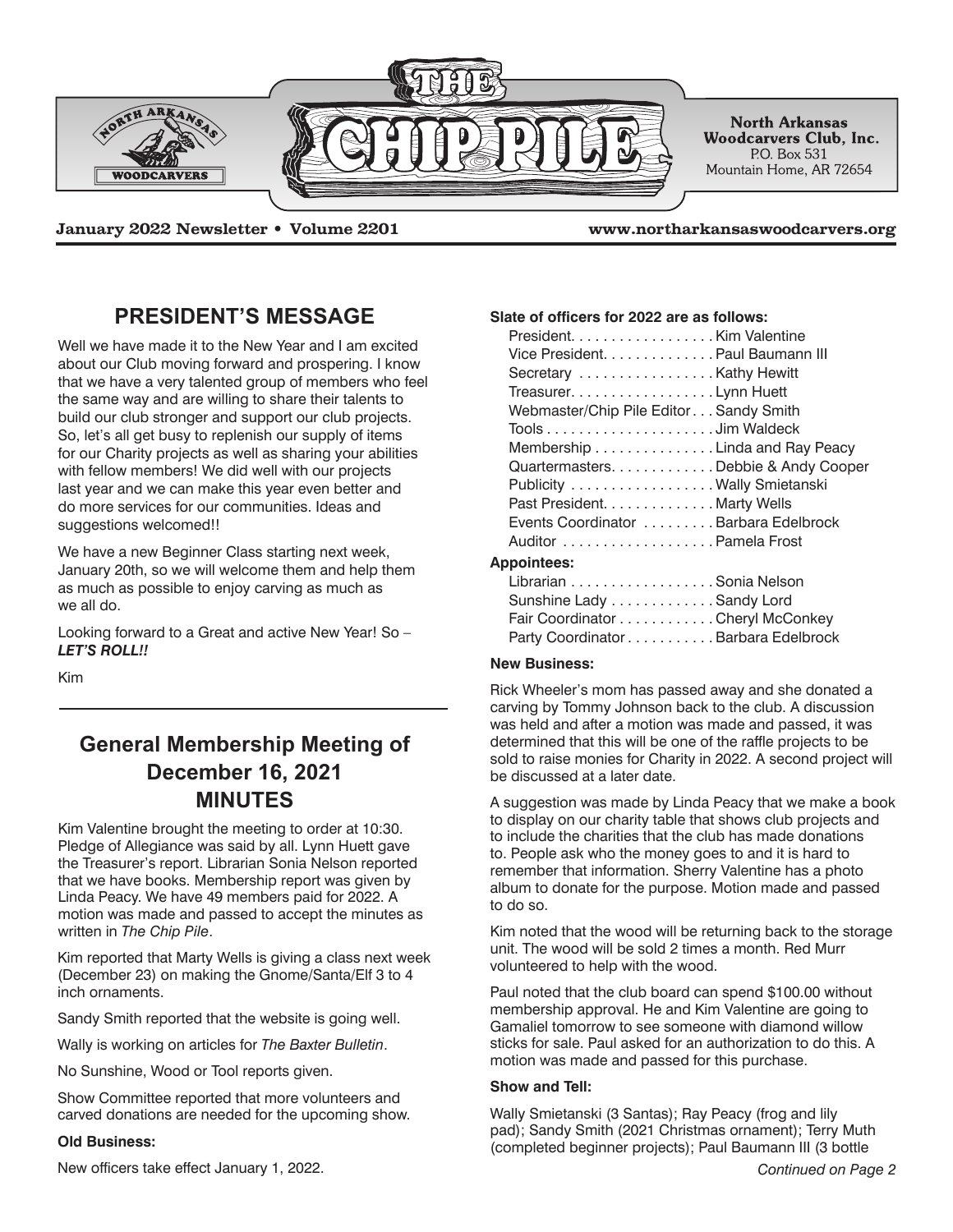# THE CHIP PILE

**North Arkansas Woodcarvers Club, Inc.**
P.O. Box 531
Mountain Home, AR 72654

**January 2022 Newsletter • Volume 2201** **www.northarkansaswoodcarvers.org**

## PRESIDENT'S MESSAGE

Well we have made it to the New Year and I am excited about our Club moving forward and prospering. I know that we have a very talented group of members who feel the same way and are willing to share their talents to build our club stronger and support our club projects. So, let's all get busy to replenish our supply of items for our Charity projects as well as sharing your abilities with fellow members! We did well with our projects last year and we can make this year even better and do more services for our communities. Ideas and suggestions welcomed!!

We have a new Beginner Class starting next week, January 20th, so we will welcome them and help them as much as possible to enjoy carving as much as we all do.

Looking forward to a Great and active New Year! So – ***LET'S ROLL!!***

Kim

## General Membership Meeting of December 16, 2021 MINUTES

Kim Valentine brought the meeting to order at 10:30. Pledge of Allegiance was said by all. Lynn Huett gave the Treasurer's report. Librarian Sonia Nelson reported that we have books. Membership report was given by Linda Peacy. We have 49 members paid for 2022. A motion was made and passed to accept the minutes as written in *The Chip Pile*.

Kim reported that Marty Wells is giving a class next week (December 23) on making the Gnome/Santa/Elf 3 to 4 inch ornaments.

Sandy Smith reported that the website is going well.

Wally is working on articles for *The Baxter Bulletin*.

No Sunshine, Wood or Tool reports given.

Show Committee reported that more volunteers and carved donations are needed for the upcoming show.

**Old Business:**

New officers take effect January 1, 2022.

**Slate of officers for 2022 are as follows:**

- President. . . . . . . . . . . . . . . . . Kim Valentine
- Vice President. . . . . . . . . . . . . Paul Baumann III
- Secretary . . . . . . . . . . . . . . . . Kathy Hewitt
- Treasurer. . . . . . . . . . . . . . . . . Lynn Huett
- Webmaster/Chip Pile Editor . . . Sandy Smith
- Tools . . . . . . . . . . . . . . . . . . . . Jim Waldeck
- Membership . . . . . . . . . . . . . . Linda and Ray Peacy
- Quartermasters. . . . . . . . . . . . Debbie & Andy Cooper
- Publicity . . . . . . . . . . . . . . . . . Wally Smietanski
- Past President. . . . . . . . . . . . . Marty Wells
- Events Coordinator . . . . . . . . . Barbara Edelbrock
- Auditor . . . . . . . . . . . . . . . . . . Pamela Frost

**Appointees:**

- Librarian . . . . . . . . . . . . . . . . . Sonia Nelson
- Sunshine Lady . . . . . . . . . . . . Sandy Lord
- Fair Coordinator . . . . . . . . . . . Cheryl McConkey
- Party Coordinator . . . . . . . . . . Barbara Edelbrock

**New Business:**

Rick Wheeler's mom has passed away and she donated a carving by Tommy Johnson back to the club. A discussion was held and after a motion was made and passed, it was determined that this will be one of the raffle projects to be sold to raise monies for Charity in 2022. A second project will be discussed at a later date.

A suggestion was made by Linda Peacy that we make a book to display on our charity table that shows club projects and to include the charities that the club has made donations to. People ask who the money goes to and it is hard to remember that information. Sherry Valentine has a photo album to donate for the purpose. Motion made and passed to do so.

Kim noted that the wood will be returning back to the storage unit. The wood will be sold 2 times a month. Red Murr volunteered to help with the wood.

Paul noted that the club board can spend $100.00 without membership approval. He and Kim Valentine are going to Gamaliel tomorrow to see someone with diamond willow sticks for sale. Paul asked for an authorization to do this. A motion was made and passed for this purchase.

**Show and Tell:**

Wally Smietanski (3 Santas); Ray Peacy (frog and lily pad); Sandy Smith (2021 Christmas ornament); Terry Muth (completed beginner projects); Paul Baumann III (3 bottle

*Continued on Page 2*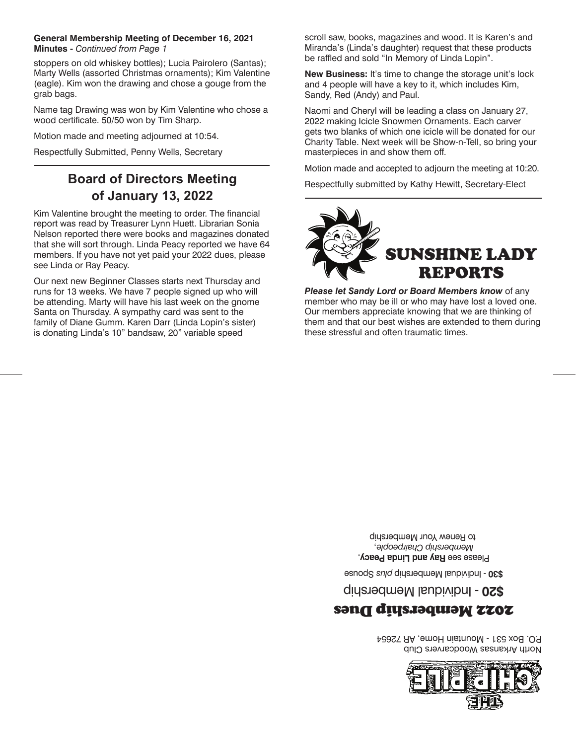**General Membership Meeting of December 16, 2021**
**Minutes -** *Continued from Page 1*

stoppers on old whiskey bottles); Lucia Pairolero (Santas); Marty Wells (assorted Christmas ornaments); Kim Valentine (eagle). Kim won the drawing and chose a gouge from the grab bags.

Name tag Drawing was won by Kim Valentine who chose a wood certificate. 50/50 won by Tim Sharp.

Motion made and meeting adjourned at 10:54.

Respectfully Submitted, Penny Wells, Secretary

## Board of Directors Meeting of January 13, 2022

Kim Valentine brought the meeting to order. The financial report was read by Treasurer Lynn Huett. Librarian Sonia Nelson reported there were books and magazines donated that she will sort through. Linda Peacy reported we have 64 members. If you have not yet paid your 2022 dues, please see Linda or Ray Peacy.

Our next new Beginner Classes starts next Thursday and runs for 13 weeks. We have 7 people signed up who will be attending. Marty will have his last week on the gnome Santa on Thursday. A sympathy card was sent to the family of Diane Gumm. Karen Darr (Linda Lopin's sister) is donating Linda's 10" bandsaw, 20" variable speed scroll saw, books, magazines and wood. It is Karen's and Miranda's (Linda's daughter) request that these products be raffled and sold "In Memory of Linda Lopin".

**New Business:** It's time to change the storage unit's lock and 4 people will have a key to it, which includes Kim, Sandy, Red (Andy) and Paul.

Naomi and Cheryl will be leading a class on January 27, 2022 making Icicle Snowmen Ornaments. Each carver gets two blanks of which one icicle will be donated for our Charity Table. Next week will be Show-n-Tell, so bring your masterpieces in and show them off.

Motion made and accepted to adjourn the meeting at 10:20.

Respectfully submitted by Kathy Hewitt, Secretary-Elect

## SUNSHINE LADY REPORTS

***Please let Sandy Lord or Board Members know*** of any member who may be ill or who may have lost a loved one. Our members appreciate knowing that we are thinking of them and that our best wishes are extended to them during these stressful and often traumatic times.

THE CHIP PILE

North Arkansas Woodcarvers Club
P.O. Box 531 - Mountain Home, AR 72654

## 2022 Membership Dues

**$20** - Individual Membership

**$30** - Individual Membership *plus* Spouse

Please see **Ray and Linda Peacy**,
*Membership Chairpeople*,
to Renew Your Membership